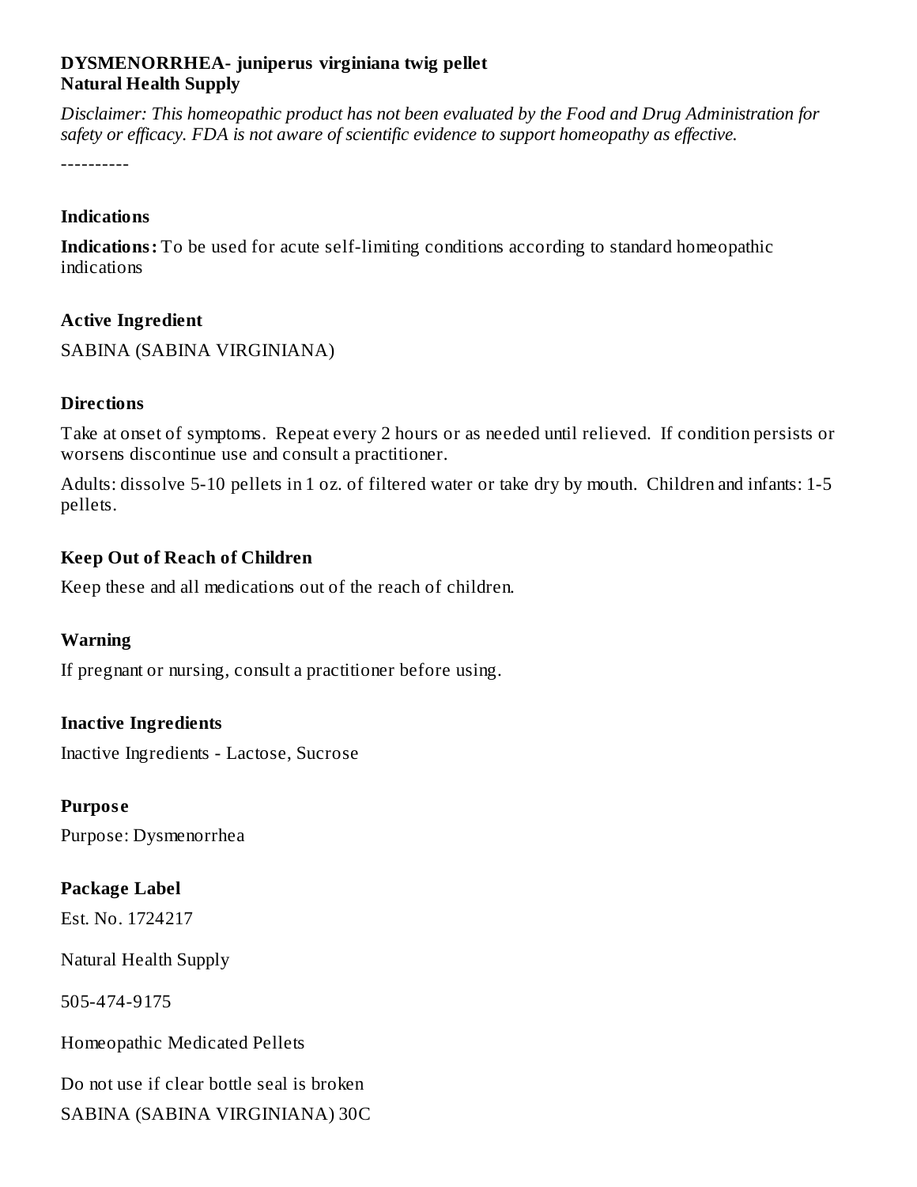**DYSMENORRHEA- juniperus virginiana twig pellet**
**Natural Health Supply**

*Disclaimer: This homeopathic product has not been evaluated by the Food and Drug Administration for safety or efficacy. FDA is not aware of scientific evidence to support homeopathy as effective.*

----------

### Indications

**Indications:** To be used for acute self-limiting conditions according to standard homeopathic indications

### Active Ingredient

SABINA (SABINA VIRGINIANA)

### Directions

Take at onset of symptoms. Repeat every 2 hours or as needed until relieved. If condition persists or worsens discontinue use and consult a practitioner.

Adults: dissolve 5-10 pellets in 1 oz. of filtered water or take dry by mouth. Children and infants: 1-5 pellets.

### Keep Out of Reach of Children

Keep these and all medications out of the reach of children.

### Warning

If pregnant or nursing, consult a practitioner before using.

### Inactive Ingredients

Inactive Ingredients - Lactose, Sucrose

### Purpose

Purpose: Dysmenorrhea

### Package Label

Est. No. 1724217

Natural Health Supply

505-474-9175

Homeopathic Medicated Pellets

Do not use if clear bottle seal is broken
SABINA (SABINA VIRGINIANA) 30C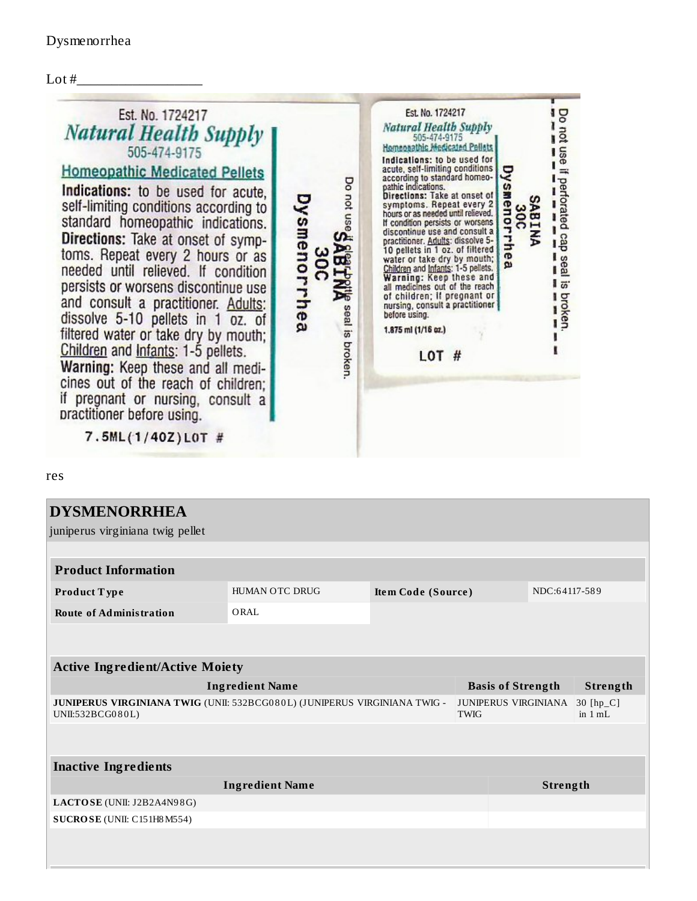Dysmenorrhea

Lot #__________________

Est. No. 1724217

*Natural Health Supply*

505-474-9175

Homeopathic Medicated Pellets

**Indications:** to be used for acute, self-limiting conditions according to standard homeopathic indications.

**Directions:** Take at onset of symptoms. Repeat every 2 hours or as needed until relieved. If condition persists or worsens discontinue use and consult a practitioner. Adults: dissolve 5-10 pellets in 1 oz. of filtered water or take dry by mouth; Children and Infants: 1-5 pellets.

**Warning:** Keep these and all medicines out of the reach of children; if pregnant or nursing, consult a practitioner before using.

7.5ML(1/4OZ) LOT #

Dysmenorrhea

SABINA

30C

Do not use if clear bottle seal is broken.

Est. No. 1724217

*Natural Health Supply*

505-474-9175

Homeopathic Medicated Pellets

**Indications:** to be used for acute, self-limiting conditions according to standard homeopathic indications.

**Directions:** Take at onset of symptoms. Repeat every 2 hours or as needed until relieved. If condition persists or worsens discontinue use and consult a practitioner. Adults: dissolve 5-10 pellets in 1 oz. of filtered water or take dry by mouth; Children and Infants: 1-5 pellets.

**Warning:** Keep these and all medicines out of the reach of children; If pregnant or nursing, consult a practitioner before using.

1.875 ml (1/16 oz.)

LOT #

Dysmenorrhea

SABINA

30C

Do not use if perforated cap seal is broken.

res

## DYSMENORRHEA

juniperus virginiana twig pellet

| **Product Information** | | | |
|---|---|---|---|
| **Product Type** | HUMAN OTC DRUG | **Item Code (Source)** | NDC:64117-589 |
| **Route of Administration** | ORAL | | |

| **Active Ingredient/Active Moiety** | | |
|---|---|---|
| **Ingredient Name** | **Basis of Strength** | **Strength** |
| **JUNIPERUS VIRGINIANA TWIG** (UNII: 532BCG080L) (JUNIPERUS VIRGINIANA TWIG - UNII:532BCG080L) | JUNIPERUS VIRGINIANA TWIG | 30 [hp_C] in 1 mL |

| **Inactive Ingredients** | |
|---|---|
| **Ingredient Name** | **Strength** |
| **LACTOSE** (UNII: J2B2A4N98G) | |
| **SUCROSE** (UNII: C151H8M554) | |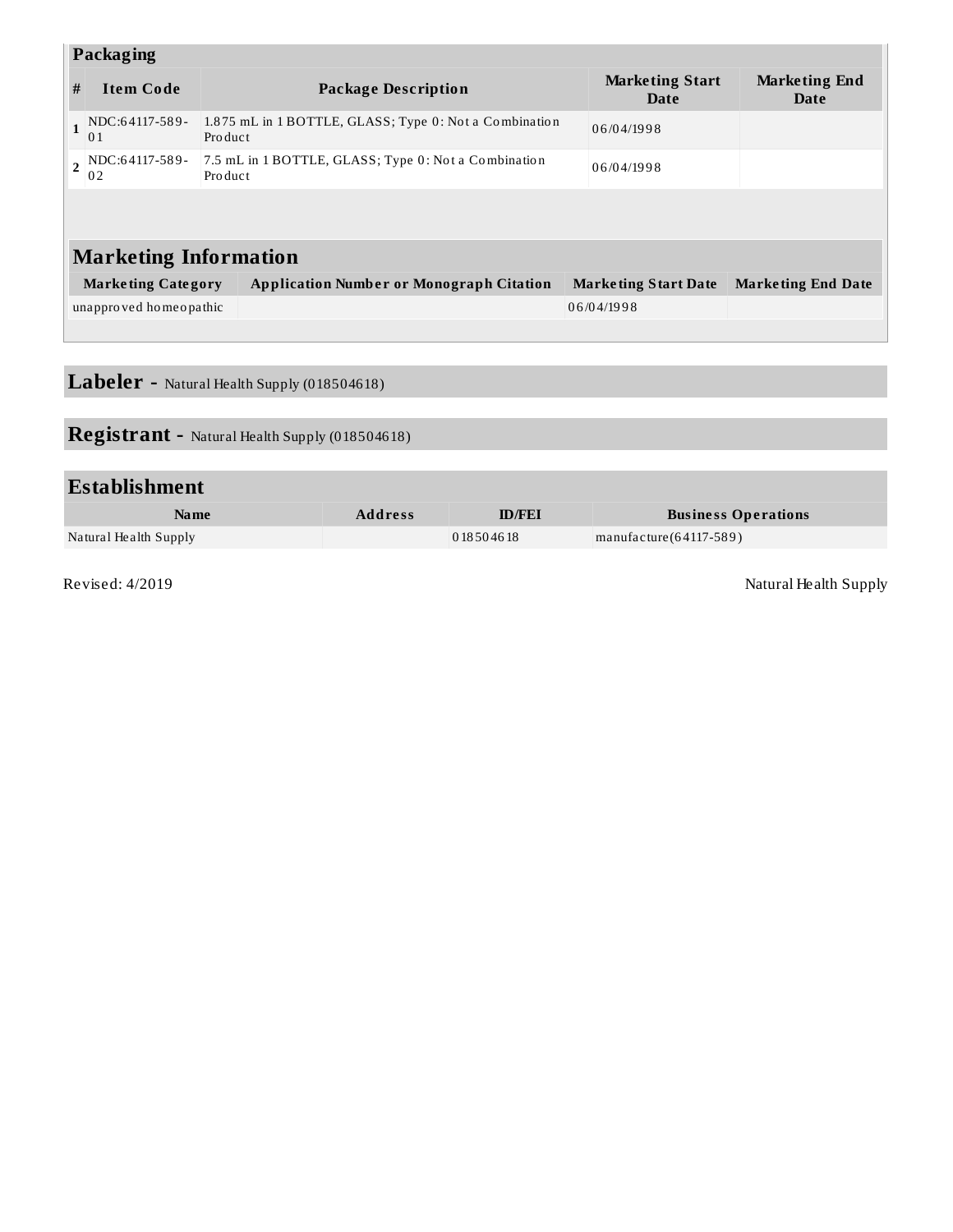## Packaging

| # | Item Code | Package Description | Marketing Start Date | Marketing End Date |
|---|---|---|---|---|
| 1 | NDC:64117-589-01 | 1.875 mL in 1 BOTTLE, GLASS; Type 0: Not a Combination Product | 06/04/1998 | |
| 2 | NDC:64117-589-02 | 7.5 mL in 1 BOTTLE, GLASS; Type 0: Not a Combination Product | 06/04/1998 | |

## Marketing Information

| Marketing Category | Application Number or Monograph Citation | Marketing Start Date | Marketing End Date |
|---|---|---|---|
| unapproved homeopathic | | 06/04/1998 | |

## Labeler - Natural Health Supply (018504618)

## Registrant - Natural Health Supply (018504618)

## Establishment

| Name | Address | ID/FEI | Business Operations |
|---|---|---|---|
| Natural Health Supply | | 018504618 | manufacture(64117-589) |

Revised: 4/2019

Natural Health Supply